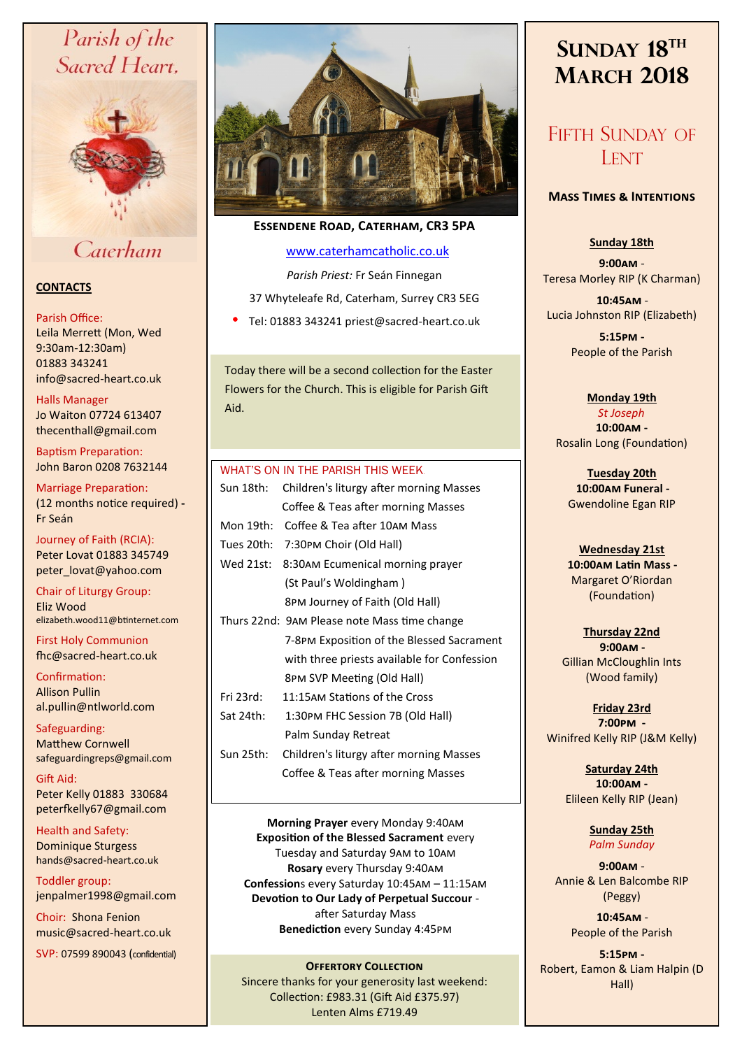# Parish of the Sacred Heart, Caterham

## CONTACTS

Parish Office:
Leila Merrett (Mon, Wed 9:30am-12:30am)
01883 343241
info@sacred-heart.co.uk

Halls Manager
Jo Waiton 07724 613407
thecenthall@gmail.com

Baptism Preparation:
John Baron 0208 7632144

Marriage Preparation:
(12 months notice required) - Fr Seán

Journey of Faith (RCIA):
Peter Lovat 01883 345749
peter_lovat@yahoo.com

Chair of Liturgy Group:
Eliz Wood
elizabeth.wood11@btinternet.com

First Holy Communion
fhc@sacred-heart.co.uk

Confirmation:
Allison Pullin
al.pullin@ntlworld.com

Safeguarding:
Matthew Cornwell
safeguardingreps@gmail.com

Gift Aid:
Peter Kelly 01883 330684
peterfkelly67@gmail.com

Health and Safety:
Dominique Sturgess
hands@sacred-heart.co.uk

Toddler group:
jenpalmer1998@gmail.com

Choir: Shona Fenion
music@sacred-heart.co.uk

SVP: 07599 890043 (confidential)

**ESSENDENE ROAD, CATERHAM, CR3 5PA**

www.caterhamcatholic.co.uk

*Parish Priest:* Fr Seán Finnegan

37 Whyteleafe Rd, Caterham, Surrey CR3 5EG

- Tel: 01883 343241 priest@sacred-heart.co.uk

Today there will be a second collection for the Easter Flowers for the Church. This is eligible for Parish Gift Aid.

## WHAT'S ON IN THE PARISH THIS WEEK

| | |
|---|---|
| Sun 18th: | Children's liturgy after morning Masses |
| | Coffee & Teas after morning Masses |
| Mon 19th: | Coffee & Tea after 10AM Mass |
| Tues 20th: | 7:30PM Choir (Old Hall) |
| Wed 21st: | 8:30AM Ecumenical morning prayer (St Paul's Woldingham ) |
| | 8PM Journey of Faith (Old Hall) |
| Thurs 22nd: | 9AM Please note Mass time change |
| | 7-8PM Exposition of the Blessed Sacrament with three priests available for Confession |
| | 8PM SVP Meeting (Old Hall) |
| Fri 23rd: | 11:15AM Stations of the Cross |
| Sat 24th: | 1:30PM FHC Session 7B (Old Hall) |
| | Palm Sunday Retreat |
| Sun 25th: | Children's liturgy after morning Masses |
| | Coffee & Teas after morning Masses |

**Morning Prayer** every Monday 9:40AM
**Exposition of the Blessed Sacrament** every Tuesday and Saturday 9AM to 10AM
**Rosary** every Thursday 9:40AM
**Confessions** every Saturday 10:45AM – 11:15AM
**Devotion to Our Lady of Perpetual Succour** - after Saturday Mass
**Benediction** every Sunday 4:45PM

**OFFERTORY COLLECTION**
Sincere thanks for your generosity last weekend:
Collection: £983.31 (Gift Aid £375.97)
Lenten Alms £719.49

# SUNDAY 18TH MARCH 2018

## FIFTH SUNDAY OF LENT

### MASS TIMES & INTENTIONS

**Sunday 18th**
**9:00AM** - Teresa Morley RIP (K Charman)
**10:45AM** - Lucia Johnston RIP (Elizabeth)
**5:15PM** - People of the Parish

**Monday 19th**
*St Joseph*
**10:00AM** - Rosalin Long (Foundation)

**Tuesday 20th**
**10:00AM Funeral** - Gwendoline Egan RIP

**Wednesday 21st**
**10:00AM Latin Mass** - Margaret O'Riordan (Foundation)

**Thursday 22nd**
**9:00AM** - Gillian McCloughlin Ints (Wood family)

**Friday 23rd**
**7:00PM** - Winifred Kelly RIP (J&M Kelly)

**Saturday 24th**
**10:00AM** - Elileen Kelly RIP (Jean)

**Sunday 25th**
*Palm Sunday*
**9:00AM** - Annie & Len Balcombe RIP (Peggy)
**10:45AM** - People of the Parish
**5:15PM** - Robert, Eamon & Liam Halpin (D Hall)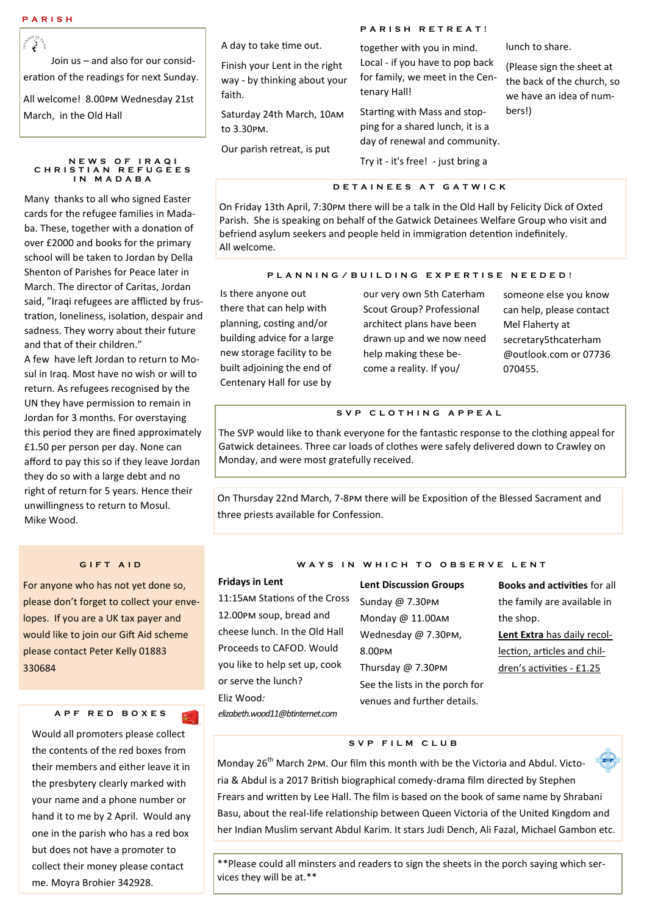PARISH

Join us – and also for our consideration of the readings for next Sunday.

All welcome! 8.00PM Wednesday 21st March, in the Old Hall

## PARISH RETREAT!

A day to take time out.

Finish your Lent in the right way - by thinking about your faith.

Saturday 24th March, 10AM to 3.30PM.

Our parish retreat, is put together with you in mind. Local - if you have to pop back for family, we meet in the Centenary Hall!

Starting with Mass and stopping for a shared lunch, it is a day of renewal and community.

Try it - it's free! - just bring a lunch to share.

(Please sign the sheet at the back of the church, so we have an idea of numbers!)

## NEWS OF IRAQI CHRISTIAN REFUGEES IN MADABA

Many thanks to all who signed Easter cards for the refugee families in Madaba. These, together with a donation of over £2000 and books for the primary school will be taken to Jordan by Della Shenton of Parishes for Peace later in March. The director of Caritas, Jordan said, "Iraqi refugees are afflicted by frustration, loneliness, isolation, despair and sadness. They worry about their future and that of their children."

A few have left Jordan to return to Mosul in Iraq. Most have no wish or will to return. As refugees recognised by the UN they have permission to remain in Jordan for 3 months. For overstaying this period they are fined approximately £1.50 per person per day. None can afford to pay this so if they leave Jordan they do so with a large debt and no right of return for 5 years. Hence their unwillingness to return to Mosul.

Mike Wood.

## DETAINEES AT GATWICK

On Friday 13th April, 7:30PM there will be a talk in the Old Hall by Felicity Dick of Oxted Parish. She is speaking on behalf of the Gatwick Detainees Welfare Group who visit and befriend asylum seekers and people held in immigration detention indefinitely.
All welcome.

## PLANNING/BUILDING EXPERTISE NEEDED!

Is there anyone out there that can help with planning, costing and/or building advice for a large new storage facility to be built adjoining the end of Centenary Hall for use by our very own 5th Caterham Scout Group? Professional architect plans have been drawn up and we now need help making these become a reality. If you/someone else you know can help, please contact Mel Flaherty at secretary5thcaterham@outlook.com or 07736 070455.

## SVP CLOTHING APPEAL

The SVP would like to thank everyone for the fantastic response to the clothing appeal for Gatwick detainees. Three car loads of clothes were safely delivered down to Crawley on Monday, and were most gratefully received.

On Thursday 22nd March, 7-8PM there will be Exposition of the Blessed Sacrament and three priests available for Confession.

## GIFT AID

For anyone who has not yet done so, please don't forget to collect your envelopes. If you are a UK tax payer and would like to join our Gift Aid scheme please contact Peter Kelly 01883 330684

## APF RED BOXES

Would all promoters please collect the contents of the red boxes from their members and either leave it in the presbytery clearly marked with your name and a phone number or hand it to me by 2 April. Would any one in the parish who has a red box but does not have a promoter to collect their money please contact me. Moyra Brohier 342928.

## WAYS IN WHICH TO OBSERVE LENT

**Fridays in Lent**
11:15AM Stations of the Cross
12.00PM soup, bread and cheese lunch. In the Old Hall
Proceeds to CAFOD. Would you like to help set up, cook or serve the lunch?
Eliz Wood:
*elizabeth.wood11@btinternet.com*

**Lent Discussion Groups**
Sunday @ 7.30PM
Monday @ 11.00AM
Wednesday @ 7.30PM, 8.00PM
Thursday @ 7.30PM
See the lists in the porch for venues and further details.

**Books and activities** for all the family are available in the shop.
**Lent Extra** has daily recollection, articles and children's activities - £1.25

## SVP FILM CLUB

Monday 26th March 2PM. Our film this month with be the Victoria and Abdul. Victoria & Abdul is a 2017 British biographical comedy-drama film directed by Stephen Frears and written by Lee Hall. The film is based on the book of same name by Shrabani Basu, about the real-life relationship between Queen Victoria of the United Kingdom and her Indian Muslim servant Abdul Karim. It stars Judi Dench, Ali Fazal, Michael Gambon etc.

**Please could all minsters and readers to sign the sheets in the porch saying which services they will be at.**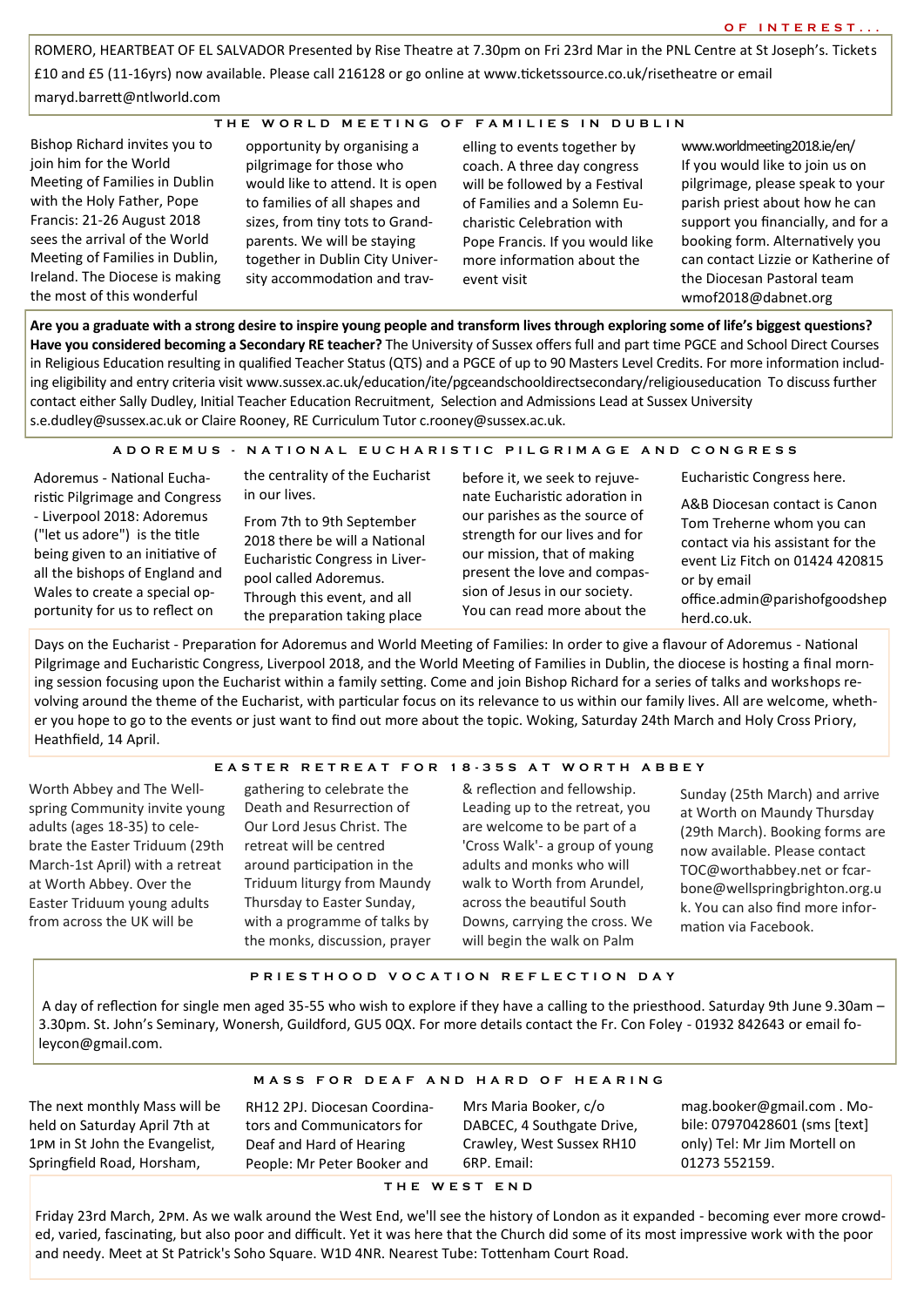OF INTEREST...

ROMERO, HEARTBEAT OF EL SALVADOR Presented by Rise Theatre at 7.30pm on Fri 23rd Mar in the PNL Centre at St Joseph's. Tickets £10 and £5 (11-16yrs) now available. Please call 216128 or go online at www.ticketssource.co.uk/risetheatre or email maryd.barrett@ntlworld.com

## THE WORLD MEETING OF FAMILIES IN DUBLIN

Bishop Richard invites you to join him for the World Meeting of Families in Dublin with the Holy Father, Pope Francis: 21-26 August 2018 sees the arrival of the World Meeting of Families in Dublin, Ireland. The Diocese is making the most of this wonderful opportunity by organising a pilgrimage for those who would like to attend. It is open to families of all shapes and sizes, from tiny tots to Grandparents. We will be staying together in Dublin City University accommodation and travelling to events together by coach. A three day congress will be followed by a Festival of Families and a Solemn Eucharistic Celebration with Pope Francis. If you would like more information about the event visit www.worldmeeting2018.ie/en/ If you would like to join us on pilgrimage, please speak to your parish priest about how he can support you financially, and for a booking form. Alternatively you can contact Lizzie or Katherine of the Diocesan Pastoral team wmof2018@dabnet.org

**Are you a graduate with a strong desire to inspire young people and transform lives through exploring some of life's biggest questions? Have you considered becoming a Secondary RE teacher?** The University of Sussex offers full and part time PGCE and School Direct Courses in Religious Education resulting in qualified Teacher Status (QTS) and a PGCE of up to 90 Masters Level Credits. For more information including eligibility and entry criteria visit www.sussex.ac.uk/education/ite/pgceandschooldirectsecondary/religiouseducation To discuss further contact either Sally Dudley, Initial Teacher Education Recruitment, Selection and Admissions Lead at Sussex University s.e.dudley@sussex.ac.uk or Claire Rooney, RE Curriculum Tutor c.rooney@sussex.ac.uk.

## ADOREMUS - NATIONAL EUCHARISTIC PILGRIMAGE AND CONGRESS

Adoremus - National Eucharistic Pilgrimage and Congress - Liverpool 2018: Adoremus ("let us adore") is the title being given to an initiative of all the bishops of England and Wales to create a special opportunity for us to reflect on the centrality of the Eucharist in our lives.

From 7th to 9th September 2018 there be will a National Eucharistic Congress in Liverpool called Adoremus. Through this event, and all the preparation taking place before it, we seek to rejuvenate Eucharistic adoration in our parishes as the source of strength for our lives and for our mission, that of making present the love and compassion of Jesus in our society. You can read more about the Eucharistic Congress here.

A&B Diocesan contact is Canon Tom Treherne whom you can contact via his assistant for the event Liz Fitch on 01424 420815 or by email office.admin@parishofgoodshepherd.co.uk.

Days on the Eucharist - Preparation for Adoremus and World Meeting of Families: In order to give a flavour of Adoremus - National Pilgrimage and Eucharistic Congress, Liverpool 2018, and the World Meeting of Families in Dublin, the diocese is hosting a final morning session focusing upon the Eucharist within a family setting. Come and join Bishop Richard for a series of talks and workshops revolving around the theme of the Eucharist, with particular focus on its relevance to us within our family lives. All are welcome, whether you hope to go to the events or just want to find out more about the topic. Woking, Saturday 24th March and Holy Cross Priory, Heathfield, 14 April.

## EASTER RETREAT FOR 18-35S AT WORTH ABBEY

Worth Abbey and The Wellspring Community invite young adults (ages 18-35) to celebrate the Easter Triduum (29th March-1st April) with a retreat at Worth Abbey. Over the Easter Triduum young adults from across the UK will be gathering to celebrate the Death and Resurrection of Our Lord Jesus Christ. The retreat will be centred around participation in the Triduum liturgy from Maundy Thursday to Easter Sunday, with a programme of talks by the monks, discussion, prayer & reflection and fellowship. Leading up to the retreat, you are welcome to be part of a 'Cross Walk'- a group of young adults and monks who will walk to Worth from Arundel, across the beautiful South Downs, carrying the cross. We will begin the walk on Palm Sunday (25th March) and arrive at Worth on Maundy Thursday (29th March). Booking forms are now available. Please contact TOC@worthabbey.net or fcarbone@wellspringbrighton.org.uk. You can also find more information via Facebook.

## PRIESTHOOD VOCATION REFLECTION DAY

A day of reflection for single men aged 35-55 who wish to explore if they have a calling to the priesthood. Saturday 9th June 9.30am – 3.30pm. St. John's Seminary, Wonersh, Guildford, GU5 0QX. For more details contact the Fr. Con Foley - 01932 842643 or email foleycon@gmail.com.

## MASS FOR DEAF AND HARD OF HEARING

The next monthly Mass will be held on Saturday April 7th at 1PM in St John the Evangelist, Springfield Road, Horsham, RH12 2PJ. Diocesan Coordinators and Communicators for Deaf and Hard of Hearing People: Mr Peter Booker and Mrs Maria Booker, c/o DABCEC, 4 Southgate Drive, Crawley, West Sussex RH10 6RP. Email: mag.booker@gmail.com . Mobile: 07970428601 (sms [text] only) Tel: Mr Jim Mortell on 01273 552159.

## THE WEST END

Friday 23rd March, 2PM. As we walk around the West End, we'll see the history of London as it expanded - becoming ever more crowded, varied, fascinating, but also poor and difficult. Yet it was here that the Church did some of its most impressive work with the poor and needy. Meet at St Patrick's Soho Square. W1D 4NR. Nearest Tube: Tottenham Court Road.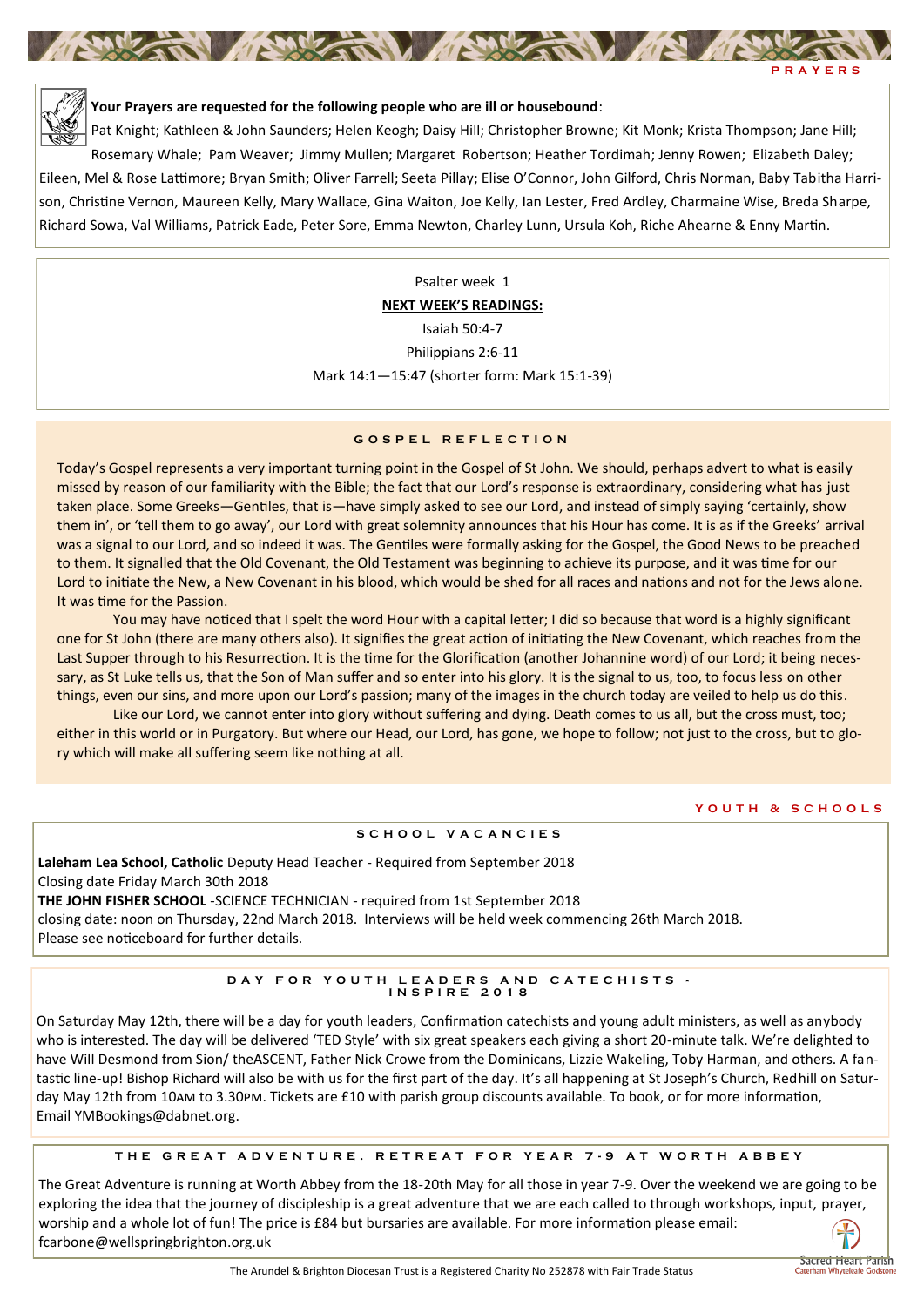## PRAYERS

**Your Prayers are requested for the following people who are ill or housebound**:

Pat Knight; Kathleen & John Saunders; Helen Keogh; Daisy Hill; Christopher Browne; Kit Monk; Krista Thompson; Jane Hill; Rosemary Whale; Pam Weaver; Jimmy Mullen; Margaret Robertson; Heather Tordimah; Jenny Rowen; Elizabeth Daley; Eileen, Mel & Rose Lattimore; Bryan Smith; Oliver Farrell; Seeta Pillay; Elise O'Connor, John Gilford, Chris Norman, Baby Tabitha Harrison, Christine Vernon, Maureen Kelly, Mary Wallace, Gina Waiton, Joe Kelly, Ian Lester, Fred Ardley, Charmaine Wise, Breda Sharpe, Richard Sowa, Val Williams, Patrick Eade, Peter Sore, Emma Newton, Charley Lunn, Ursula Koh, Riche Ahearne & Enny Martin.

Psalter week 1

**NEXT WEEK'S READINGS:**

Isaiah 50:4-7

Philippians 2:6-11

Mark 14:1—15:47 (shorter form: Mark 15:1-39)

### GOSPEL REFLECTION

Today's Gospel represents a very important turning point in the Gospel of St John. We should, perhaps advert to what is easily missed by reason of our familiarity with the Bible; the fact that our Lord's response is extraordinary, considering what has just taken place. Some Greeks—Gentiles, that is—have simply asked to see our Lord, and instead of simply saying 'certainly, show them in', or 'tell them to go away', our Lord with great solemnity announces that his Hour has come. It is as if the Greeks' arrival was a signal to our Lord, and so indeed it was. The Gentiles were formally asking for the Gospel, the Good News to be preached to them. It signalled that the Old Covenant, the Old Testament was beginning to achieve its purpose, and it was time for our Lord to initiate the New, a New Covenant in his blood, which would be shed for all races and nations and not for the Jews alone. It was time for the Passion.

You may have noticed that I spelt the word Hour with a capital letter; I did so because that word is a highly significant one for St John (there are many others also). It signifies the great action of initiating the New Covenant, which reaches from the Last Supper through to his Resurrection. It is the time for the Glorification (another Johannine word) of our Lord; it being necessary, as St Luke tells us, that the Son of Man suffer and so enter into his glory. It is the signal to us, too, to focus less on other things, even our sins, and more upon our Lord's passion; many of the images in the church today are veiled to help us do this.

Like our Lord, we cannot enter into glory without suffering and dying. Death comes to us all, but the cross must, too; either in this world or in Purgatory. But where our Head, our Lord, has gone, we hope to follow; not just to the cross, but to glory which will make all suffering seem like nothing at all.

## YOUTH & SCHOOLS

### SCHOOL VACANCIES

**Laleham Lea School, Catholic** Deputy Head Teacher - Required from September 2018
Closing date Friday March 30th 2018
**THE JOHN FISHER SCHOOL** -SCIENCE TECHNICIAN - required from 1st September 2018
closing date: noon on Thursday, 22nd March 2018. Interviews will be held week commencing 26th March 2018.
Please see noticeboard for further details.

### DAY FOR YOUTH LEADERS AND CATECHISTS - INSPIRE 2018

On Saturday May 12th, there will be a day for youth leaders, Confirmation catechists and young adult ministers, as well as anybody who is interested. The day will be delivered 'TED Style' with six great speakers each giving a short 20-minute talk. We're delighted to have Will Desmond from Sion/ theASCENT, Father Nick Crowe from the Dominicans, Lizzie Wakeling, Toby Harman, and others. A fantastic line-up! Bishop Richard will also be with us for the first part of the day. It's all happening at St Joseph's Church, Redhill on Saturday May 12th from 10AM to 3.30PM. Tickets are £10 with parish group discounts available. To book, or for more information, Email YMBookings@dabnet.org.

### THE GREAT ADVENTURE. RETREAT FOR YEAR 7-9 AT WORTH ABBEY

The Great Adventure is running at Worth Abbey from the 18-20th May for all those in year 7-9. Over the weekend we are going to be exploring the idea that the journey of discipleship is a great adventure that we are each called to through workshops, input, prayer, worship and a whole lot of fun! The price is £84 but bursaries are available. For more information please email: fcarbone@wellspringbrighton.org.uk

The Arundel & Brighton Diocesan Trust is a Registered Charity No 252878 with Fair Trade Status

Sacred Heart Parish
Caterham Whyteleafe Godstone